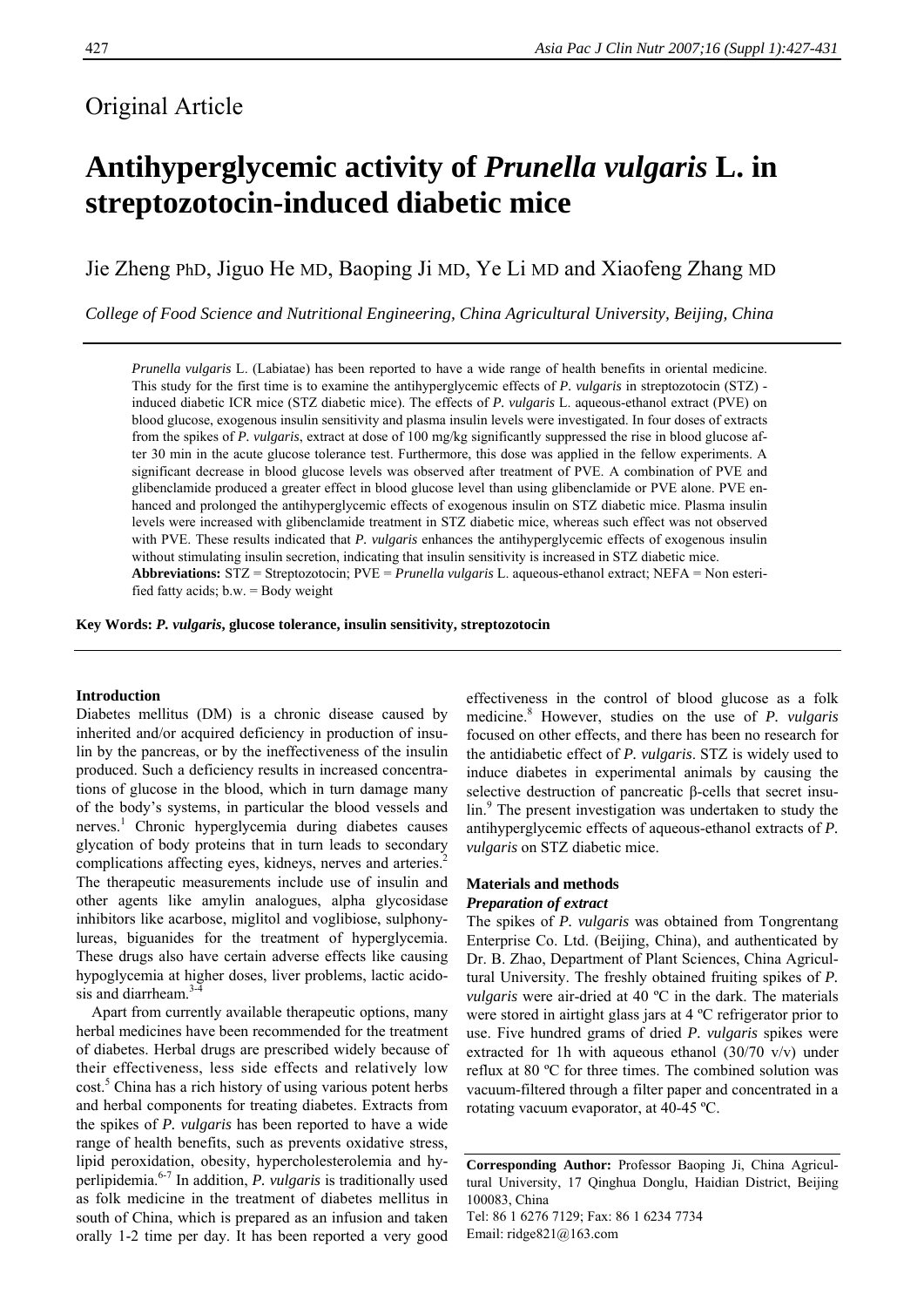Original Article

# Antihyperglycemic activity of *Prunella vulgaris* L. in streptozotocin-induced diabetic mice

Jie Zheng PhD, Jiguo He MD, Baoping Ji MD, Ye Li MD and Xiaofeng Zhang MD

*College of Food Science and Nutritional Engineering, China Agricultural University, Beijing, China*

*Prunella vulgaris* L. (Labiatae) has been reported to have a wide range of health benefits in oriental medicine. This study for the first time is to examine the antihyperglycemic effects of *P. vulgaris* in streptozotocin (STZ) - induced diabetic ICR mice (STZ diabetic mice). The effects of *P. vulgaris* L. aqueous-ethanol extract (PVE) on blood glucose, exogenous insulin sensitivity and plasma insulin levels were investigated. In four doses of extracts from the spikes of *P. vulgaris*, extract at dose of 100 mg/kg significantly suppressed the rise in blood glucose after 30 min in the acute glucose tolerance test. Furthermore, this dose was applied in the fellow experiments. A significant decrease in blood glucose levels was observed after treatment of PVE. A combination of PVE and glibenclamide produced a greater effect in blood glucose level than using glibenclamide or PVE alone. PVE enhanced and prolonged the antihyperglycemic effects of exogenous insulin on STZ diabetic mice. Plasma insulin levels were increased with glibenclamide treatment in STZ diabetic mice, whereas such effect was not observed with PVE. These results indicated that *P. vulgaris* enhances the antihyperglycemic effects of exogenous insulin without stimulating insulin secretion, indicating that insulin sensitivity is increased in STZ diabetic mice.

**Abbreviations:** STZ = Streptozotocin; PVE = *Prunella vulgaris* L. aqueous-ethanol extract; NEFA = Non esterified fatty acids; b.w. = Body weight

**Key Words: *P. vulgaris*, glucose tolerance, insulin sensitivity, streptozotocin**

## Introduction

Diabetes mellitus (DM) is a chronic disease caused by inherited and/or acquired deficiency in production of insulin by the pancreas, or by the ineffectiveness of the insulin produced. Such a deficiency results in increased concentrations of glucose in the blood, which in turn damage many of the body's systems, in particular the blood vessels and nerves.[1] Chronic hyperglycemia during diabetes causes glycation of body proteins that in turn leads to secondary complications affecting eyes, kidneys, nerves and arteries.[2] The therapeutic measurements include use of insulin and other agents like amylin analogues, alpha glycosidase inhibitors like acarbose, miglitol and voglibiose, sulphonylureas, biguanides for the treatment of hyperglycemia. These drugs also have certain adverse effects like causing hypoglycemia at higher doses, liver problems, lactic acidosis and diarrheam.[3-4]

Apart from currently available therapeutic options, many herbal medicines have been recommended for the treatment of diabetes. Herbal drugs are prescribed widely because of their effectiveness, less side effects and relatively low cost.[5] China has a rich history of using various potent herbs and herbal components for treating diabetes. Extracts from the spikes of *P. vulgaris* has been reported to have a wide range of health benefits, such as prevents oxidative stress, lipid peroxidation, obesity, hypercholesterolemia and hyperlipidemia.[6-7] In addition, *P. vulgaris* is traditionally used as folk medicine in the treatment of diabetes mellitus in south of China, which is prepared as an infusion and taken orally 1-2 time per day. It has been reported a very good effectiveness in the control of blood glucose as a folk medicine.[8] However, studies on the use of *P. vulgaris* focused on other effects, and there has been no research for the antidiabetic effect of *P. vulgaris*. STZ is widely used to induce diabetes in experimental animals by causing the selective destruction of pancreatic β-cells that secret insulin.[9] The present investigation was undertaken to study the antihyperglycemic effects of aqueous-ethanol extracts of *P. vulgaris* on STZ diabetic mice.

## Materials and methods

### *Preparation of extract*

The spikes of *P. vulgaris* was obtained from Tongrentang Enterprise Co. Ltd. (Beijing, China), and authenticated by Dr. B. Zhao, Department of Plant Sciences, China Agricultural University. The freshly obtained fruiting spikes of *P. vulgaris* were air-dried at 40 ºC in the dark. The materials were stored in airtight glass jars at 4 ºC refrigerator prior to use. Five hundred grams of dried *P. vulgaris* spikes were extracted for 1h with aqueous ethanol (30/70 v/v) under reflux at 80 ºC for three times. The combined solution was vacuum-filtered through a filter paper and concentrated in a rotating vacuum evaporator, at 40-45 ºC.

**Corresponding Author:** Professor Baoping Ji, China Agricultural University, 17 Qinghua Donglu, Haidian District, Beijing 100083, China
Tel: 86 1 6276 7129; Fax: 86 1 6234 7734
Email: ridge821@163.com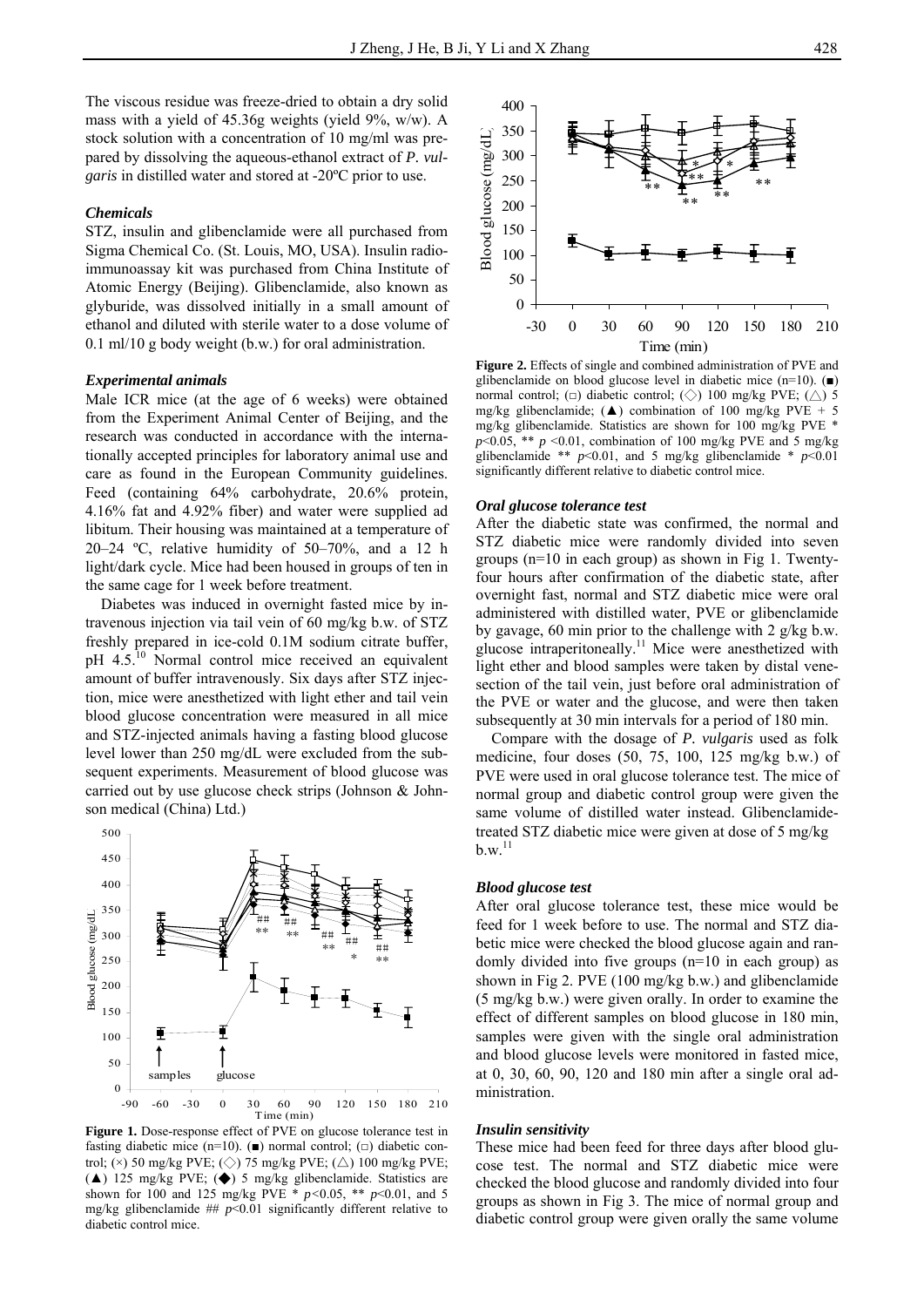The viscous residue was freeze-dried to obtain a dry solid mass with a yield of 45.36g weights (yield 9%, w/w). A stock solution with a concentration of 10 mg/ml was prepared by dissolving the aqueous-ethanol extract of *P. vulgaris* in distilled water and stored at -20ºC prior to use.

### *Chemicals*

STZ, insulin and glibenclamide were all purchased from Sigma Chemical Co. (St. Louis, MO, USA). Insulin radioimmunoassay kit was purchased from China Institute of Atomic Energy (Beijing). Glibenclamide, also known as glyburide, was dissolved initially in a small amount of ethanol and diluted with sterile water to a dose volume of 0.1 ml/10 g body weight (b.w.) for oral administration.

### *Experimental animals*

Male ICR mice (at the age of 6 weeks) were obtained from the Experiment Animal Center of Beijing, and the research was conducted in accordance with the internationally accepted principles for laboratory animal use and care as found in the European Community guidelines. Feed (containing 64% carbohydrate, 20.6% protein, 4.16% fat and 4.92% fiber) and water were supplied ad libitum. Their housing was maintained at a temperature of 20–24 ºC, relative humidity of 50–70%, and a 12 h light/dark cycle. Mice had been housed in groups of ten in the same cage for 1 week before treatment.

Diabetes was induced in overnight fasted mice by intravenous injection via tail vein of 60 mg/kg b.w. of STZ freshly prepared in ice-cold 0.1M sodium citrate buffer, pH 4.5.[10] Normal control mice received an equivalent amount of buffer intravenously. Six days after STZ injection, mice were anesthetized with light ether and tail vein blood glucose concentration were measured in all mice and STZ-injected animals having a fasting blood glucose level lower than 250 mg/dL were excluded from the subsequent experiments. Measurement of blood glucose was carried out by use glucose check strips (Johnson & Johnson medical (China) Ltd.)

**Figure 1.** Dose-response effect of PVE on glucose tolerance test in fasting diabetic mice (n=10). (■) normal control; (□) diabetic control; (×) 50 mg/kg PVE; (◇) 75 mg/kg PVE; (△) 100 mg/kg PVE; (▲) 125 mg/kg PVE; (◆) 5 mg/kg glibenclamide. Statistics are shown for 100 and 125 mg/kg PVE * $p<0.05$, ** $p<0.01$, and 5 mg/kg glibenclamide ## $p<0.01$ significantly different relative to diabetic control mice.

**Figure 2.** Effects of single and combined administration of PVE and glibenclamide on blood glucose level in diabetic mice (n=10). (■) normal control; (□) diabetic control; (◇) 100 mg/kg PVE; (△) 5 mg/kg glibenclamide; (▲) combination of 100 mg/kg PVE + 5 mg/kg glibenclamide. Statistics are shown for 100 mg/kg PVE * $p<0.05$, ** $p<0.01$, combination of 100 mg/kg PVE and 5 mg/kg glibenclamide ** $p<0.01$, and 5 mg/kg glibenclamide * $p<0.01$ significantly different relative to diabetic control mice.

### *Oral glucose tolerance test*

After the diabetic state was confirmed, the normal and STZ diabetic mice were randomly divided into seven groups (n=10 in each group) as shown in Fig 1. Twenty-four hours after confirmation of the diabetic state, after overnight fast, normal and STZ diabetic mice were oral administered with distilled water, PVE or glibenclamide by gavage, 60 min prior to the challenge with 2 g/kg b.w. glucose intraperitoneally.[11] Mice were anesthetized with light ether and blood samples were taken by distal venesection of the tail vein, just before oral administration of the PVE or water and the glucose, and were then taken subsequently at 30 min intervals for a period of 180 min.

Compare with the dosage of *P. vulgaris* used as folk medicine, four doses (50, 75, 100, 125 mg/kg b.w.) of PVE were used in oral glucose tolerance test. The mice of normal group and diabetic control group were given the same volume of distilled water instead. Glibenclamide-treated STZ diabetic mice were given at dose of 5 mg/kg b.w.[11]

### *Blood glucose test*

After oral glucose tolerance test, these mice would be feed for 1 week before to use. The normal and STZ diabetic mice were checked the blood glucose again and randomly divided into five groups (n=10 in each group) as shown in Fig 2. PVE (100 mg/kg b.w.) and glibenclamide (5 mg/kg b.w.) were given orally. In order to examine the effect of different samples on blood glucose in 180 min, samples were given with the single oral administration and blood glucose levels were monitored in fasted mice, at 0, 30, 60, 90, 120 and 180 min after a single oral administration.

### *Insulin sensitivity*

These mice had been feed for three days after blood glucose test. The normal and STZ diabetic mice were checked the blood glucose and randomly divided into four groups as shown in Fig 3. The mice of normal group and diabetic control group were given orally the same volume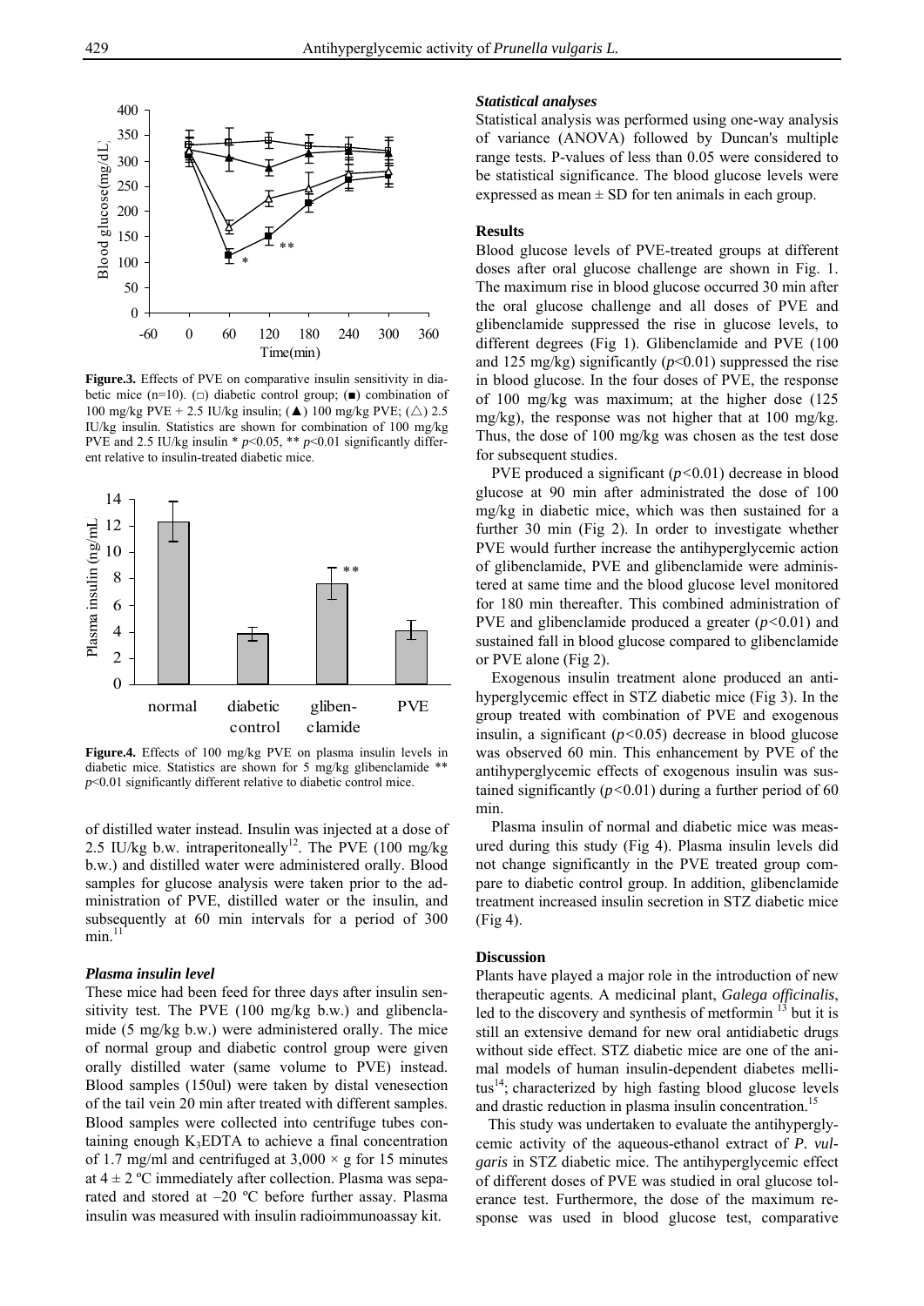**Figure.3.** Effects of PVE on comparative insulin sensitivity in diabetic mice (n=10). (□) diabetic control group; (■) combination of 100 mg/kg PVE + 2.5 IU/kg insulin; (▲) 100 mg/kg PVE; (△) 2.5 IU/kg insulin. Statistics are shown for combination of 100 mg/kg PVE and 2.5 IU/kg insulin * $p$<0.05, ** $p$<0.01 significantly different relative to insulin-treated diabetic mice.

**Figure.4.** Effects of 100 mg/kg PVE on plasma insulin levels in diabetic mice. Statistics are shown for 5 mg/kg glibenclamide ** $p$<0.01 significantly different relative to diabetic control mice.

of distilled water instead. Insulin was injected at a dose of 2.5 IU/kg b.w. intraperitoneally[12]. The PVE (100 mg/kg b.w.) and distilled water were administered orally. Blood samples for glucose analysis were taken prior to the administration of PVE, distilled water or the insulin, and subsequently at 60 min intervals for a period of 300 min.[11]

### *Plasma insulin level*

These mice had been feed for three days after insulin sensitivity test. The PVE (100 mg/kg b.w.) and glibenclamide (5 mg/kg b.w.) were administered orally. The mice of normal group and diabetic control group were given orally distilled water (same volume to PVE) instead. Blood samples (150ul) were taken by distal venesection of the tail vein 20 min after treated with different samples. Blood samples were collected into centrifuge tubes containing enough $K_3$EDTA to achieve a final concentration of 1.7 mg/ml and centrifuged at $3,000 \times g$ for 15 minutes at $4 \pm 2$ ºC immediately after collection. Plasma was separated and stored at –20 ºC before further assay. Plasma insulin was measured with insulin radioimmunoassay kit.

### *Statistical analyses*

Statistical analysis was performed using one-way analysis of variance (ANOVA) followed by Duncan's multiple range tests. P-values of less than 0.05 were considered to be statistical significance. The blood glucose levels were expressed as mean ± SD for ten animals in each group.

## Results

Blood glucose levels of PVE-treated groups at different doses after oral glucose challenge are shown in Fig. 1. The maximum rise in blood glucose occurred 30 min after the oral glucose challenge and all doses of PVE and glibenclamide suppressed the rise in glucose levels, to different degrees (Fig 1). Glibenclamide and PVE (100 and 125 mg/kg) significantly ($p$<0.01) suppressed the rise in blood glucose. In the four doses of PVE, the response of 100 mg/kg was maximum; at the higher dose (125 mg/kg), the response was not higher that at 100 mg/kg. Thus, the dose of 100 mg/kg was chosen as the test dose for subsequent studies.

PVE produced a significant ($p$<0.01) decrease in blood glucose at 90 min after administrated the dose of 100 mg/kg in diabetic mice, which was then sustained for a further 30 min (Fig 2). In order to investigate whether PVE would further increase the antihyperglycemic action of glibenclamide, PVE and glibenclamide were administered at same time and the blood glucose level monitored for 180 min thereafter. This combined administration of PVE and glibenclamide produced a greater ($p$<0.01) and sustained fall in blood glucose compared to glibenclamide or PVE alone (Fig 2).

Exogenous insulin treatment alone produced an antihyperglycemic effect in STZ diabetic mice (Fig 3). In the group treated with combination of PVE and exogenous insulin, a significant ($p$<0.05) decrease in blood glucose was observed 60 min. This enhancement by PVE of the antihyperglycemic effects of exogenous insulin was sustained significantly ($p$<0.01) during a further period of 60 min.

Plasma insulin of normal and diabetic mice was measured during this study (Fig 4). Plasma insulin levels did not change significantly in the PVE treated group compare to diabetic control group. In addition, glibenclamide treatment increased insulin secretion in STZ diabetic mice (Fig 4).

## Discussion

Plants have played a major role in the introduction of new therapeutic agents. A medicinal plant, *Galega officinalis*, led to the discovery and synthesis of metformin [13] but it is still an extensive demand for new oral antidiabetic drugs without side effect. STZ diabetic mice are one of the animal models of human insulin-dependent diabetes mellitus[14]; characterized by high fasting blood glucose levels and drastic reduction in plasma insulin concentration.[15]

This study was undertaken to evaluate the antihyperglycemic activity of the aqueous-ethanol extract of *P. vulgaris* in STZ diabetic mice. The antihyperglycemic effect of different doses of PVE was studied in oral glucose tolerance test. Furthermore, the dose of the maximum response was used in blood glucose test, comparative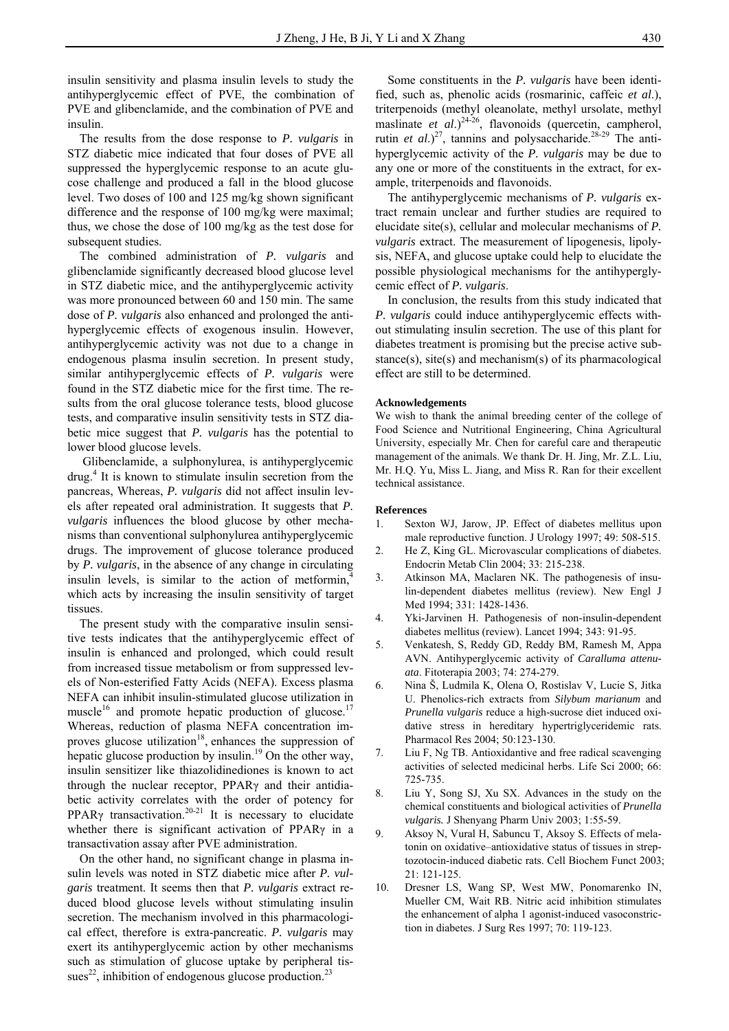insulin sensitivity and plasma insulin levels to study the antihyperglycemic effect of PVE, the combination of PVE and glibenclamide, and the combination of PVE and insulin.

The results from the dose response to *P. vulgaris* in STZ diabetic mice indicated that four doses of PVE all suppressed the hyperglycemic response to an acute glucose challenge and produced a fall in the blood glucose level. Two doses of 100 and 125 mg/kg shown significant difference and the response of 100 mg/kg were maximal; thus, we chose the dose of 100 mg/kg as the test dose for subsequent studies.

The combined administration of *P. vulgaris* and glibenclamide significantly decreased blood glucose level in STZ diabetic mice, and the antihyperglycemic activity was more pronounced between 60 and 150 min. The same dose of *P. vulgaris* also enhanced and prolonged the antihyperglycemic effects of exogenous insulin. However, antihyperglycemic activity was not due to a change in endogenous plasma insulin secretion. In present study, similar antihyperglycemic effects of *P. vulgaris* were found in the STZ diabetic mice for the first time. The results from the oral glucose tolerance tests, blood glucose tests, and comparative insulin sensitivity tests in STZ diabetic mice suggest that *P. vulgaris* has the potential to lower blood glucose levels.

Glibenclamide, a sulphonylurea, is antihyperglycemic drug.[4] It is known to stimulate insulin secretion from the pancreas, Whereas, *P. vulgaris* did not affect insulin levels after repeated oral administration. It suggests that *P. vulgaris* influences the blood glucose by other mechanisms than conventional sulphonylurea antihyperglycemic drugs. The improvement of glucose tolerance produced by *P. vulgaris*, in the absence of any change in circulating insulin levels, is similar to the action of metformin,[4] which acts by increasing the insulin sensitivity of target tissues.

The present study with the comparative insulin sensitive tests indicates that the antihyperglycemic effect of insulin is enhanced and prolonged, which could result from increased tissue metabolism or from suppressed levels of Non-esterified Fatty Acids (NEFA). Excess plasma NEFA can inhibit insulin-stimulated glucose utilization in muscle[16] and promote hepatic production of glucose.[17] Whereas, reduction of plasma NEFA concentration improves glucose utilization[18], enhances the suppression of hepatic glucose production by insulin.[19] On the other way, insulin sensitizer like thiazolidinediones is known to act through the nuclear receptor, PPAR$\gamma$ and their antidiabetic activity correlates with the order of potency for PPAR$\gamma$ transactivation.[20-21] It is necessary to elucidate whether there is significant activation of PPAR$\gamma$ in a transactivation assay after PVE administration.

On the other hand, no significant change in plasma insulin levels was noted in STZ diabetic mice after *P. vulgaris* treatment. It seems then that *P. vulgaris* extract reduced blood glucose levels without stimulating insulin secretion. The mechanism involved in this pharmacological effect, therefore is extra-pancreatic. *P. vulgaris* may exert its antihyperglycemic action by other mechanisms such as stimulation of glucose uptake by peripheral tissues[22], inhibition of endogenous glucose production.[23]

Some constituents in the *P. vulgaris* have been identified, such as, phenolic acids (rosmarinic, caffeic *et al*.), triterpenoids (methyl oleanolate, methyl ursolate, methyl maslinate *et al*.)[24-26], flavonoids (quercetin, campherol, rutin *et al*.)[27], tannins and polysaccharide.[28-29] The antihyperglycemic activity of the *P. vulgaris* may be due to any one or more of the constituents in the extract, for example, triterpenoids and flavonoids.

The antihyperglycemic mechanisms of *P. vulgaris* extract remain unclear and further studies are required to elucidate site(s), cellular and molecular mechanisms of *P. vulgaris* extract. The measurement of lipogenesis, lipolysis, NEFA, and glucose uptake could help to elucidate the possible physiological mechanisms for the antihyperglycemic effect of *P. vulgaris*.

In conclusion, the results from this study indicated that *P. vulgaris* could induce antihyperglycemic effects without stimulating insulin secretion. The use of this plant for diabetes treatment is promising but the precise active substance(s), site(s) and mechanism(s) of its pharmacological effect are still to be determined.

#### Acknowledgements

We wish to thank the animal breeding center of the college of Food Science and Nutritional Engineering, China Agricultural University, especially Mr. Chen for careful care and therapeutic management of the animals. We thank Dr. H. Jing, Mr. Z.L. Liu, Mr. H.Q. Yu, Miss L. Jiang, and Miss R. Ran for their excellent technical assistance.

#### References

1. Sexton WJ, Jarow, JP. Effect of diabetes mellitus upon male reproductive function. J Urology 1997; 49: 508-515.
2. He Z, King GL. Microvascular complications of diabetes. Endocrin Metab Clin 2004; 33: 215-238.
3. Atkinson MA, Maclaren NK. The pathogenesis of insulin-dependent diabetes mellitus (review). New Engl J Med 1994; 331: 1428-1436.
4. Yki-Jarvinen H. Pathogenesis of non-insulin-dependent diabetes mellitus (review). Lancet 1994; 343: 91-95.
5. Venkatesh, S, Reddy GD, Reddy BM, Ramesh M, Appa AVN. Antihyperglycemic activity of *Caralluma attenuata*. Fitoterapia 2003; 74: 274-279.
6. Nina Š, Ludmila K, Olena O, Rostislav V, Lucie S, Jitka U. Phenolics-rich extracts from *Silybum marianum* and *Prunella vulgaris* reduce a high-sucrose diet induced oxidative stress in hereditary hypertriglyceridemic rats. Pharmacol Res 2004; 50:123-130.
7. Liu F, Ng TB. Antioxidantive and free radical scavenging activities of selected medicinal herbs. Life Sci 2000; 66: 725-735.
8. Liu Y, Song SJ, Xu SX. Advances in the study on the chemical constituents and biological activities of *Prunella vulgaris.* J Shenyang Pharm Univ 2003; 1:55-59.
9. Aksoy N, Vural H, Sabuncu T, Aksoy S. Effects of melatonin on oxidative–antioxidative status of tissues in streptozotocin-induced diabetic rats. Cell Biochem Funct 2003; 21: 121-125.
10. Dresner LS, Wang SP, West MW, Ponomarenko IN, Mueller CM, Wait RB. Nitric acid inhibition stimulates the enhancement of alpha 1 agonist-induced vasoconstriction in diabetes. J Surg Res 1997; 70: 119-123.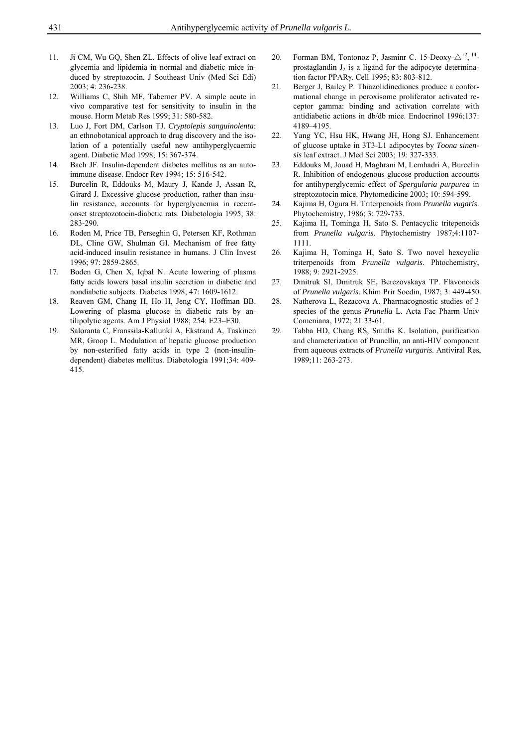11. Ji CM, Wu GQ, Shen ZL. Effects of olive leaf extract on glycemia and lipidemia in normal and diabetic mice induced by streptozocin. J Southeast Univ (Med Sci Edi) 2003; 4: 236-238.
12. Williams C, Shih MF, Taberner PV. A simple acute in vivo comparative test for sensitivity to insulin in the mouse. Horm Metab Res 1999; 31: 580-582.
13. Luo J, Fort DM, Carlson TJ. *Cryptolepis sanguinolenta*: an ethnobotanical approach to drug discovery and the isolation of a potentially useful new antihyperglycaemic agent. Diabetic Med 1998; 15: 367-374.
14. Bach JF. Insulin-dependent diabetes mellitus as an autoimmune disease. Endocr Rev 1994; 15: 516-542.
15. Burcelin R, Eddouks M, Maury J, Kande J, Assan R, Girard J. Excessive glucose production, rather than insulin resistance, accounts for hyperglycaemia in recent-onset streptozotocin-diabetic rats. Diabetologia 1995; 38: 283-290.
16. Roden M, Price TB, Perseghin G, Petersen KF, Rothman DL, Cline GW, Shulman GI. Mechanism of free fatty acid-induced insulin resistance in humans. J Clin Invest 1996; 97: 2859-2865.
17. Boden G, Chen X, Iqbal N. Acute lowering of plasma fatty acids lowers basal insulin secretion in diabetic and nondiabetic subjects. Diabetes 1998; 47: 1609-1612.
18. Reaven GM, Chang H, Ho H, Jeng CY, Hoffman BB. Lowering of plasma glucose in diabetic rats by antilipolytic agents. Am J Physiol 1988; 254: E23–E30.
19. Saloranta C, Franssila-Kallunki A, Ekstrand A, Taskinen MR, Groop L. Modulation of hepatic glucose production by non-esterified fatty acids in type 2 (non-insulin-dependent) diabetes mellitus. Diabetologia 1991;34: 409-415.
20. Forman BM, Tontonoz P, Jasminr C. 15-Deoxy-$\triangle^{12, 14}$-prostaglandin $J_2$ is a ligand for the adipocyte determination factor PPARγ. Cell 1995; 83: 803-812.
21. Berger J, Bailey P. Thiazolidinediones produce a conformational change in peroxisome proliferator activated receptor gamma: binding and activation correlate with antidiabetic actions in db/db mice. Endocrinol 1996;137: 4189–4195.
22. Yang YC, Hsu HK, Hwang JH, Hong SJ. Enhancement of glucose uptake in 3T3-L1 adipocytes by *Toona sinensis* leaf extract. J Med Sci 2003; 19: 327-333.
23. Eddouks M, Jouad H, Maghrani M, Lemhadri A, Burcelin R. Inhibition of endogenous glucose production accounts for antihyperglycemic effect of *Spergularia purpurea* in streptozotocin mice. Phytomedicine 2003; 10: 594-599.
24. Kajima H, Ogura H. Triterpenoids from *Prunella vugaris*. Phytochemistry, 1986; 3: 729-733.
25. Kajima H, Tominga H, Sato S. Pentacyclic tritepenoids from *Prunella vulgaris*. Phytochemistry 1987;4:1107-1111.
26. Kajima H, Tominga H, Sato S. Two novel hexcyclic triterpenoids from *Prunella vulgaris*. Phtochemistry, 1988; 9: 2921-2925.
27. Dmitruk SI, Dmitruk SE, Berezovskaya TP. Flavonoids of *Prunella vulgaris*. Khim Prir Soedin, 1987; 3: 449-450.
28. Natherova L, Rezacova A. Pharmacognostic studies of 3 species of the genus *Prunella* L. Acta Fac Pharm Univ Comeniana, 1972; 21:33-61.
29. Tabba HD, Chang RS, Smiths K. Isolation, purification and characterization of Prunellin, an anti-HIV component from aqueous extracts of *Prunella vurgaris*. Antiviral Res, 1989;11: 263-273.